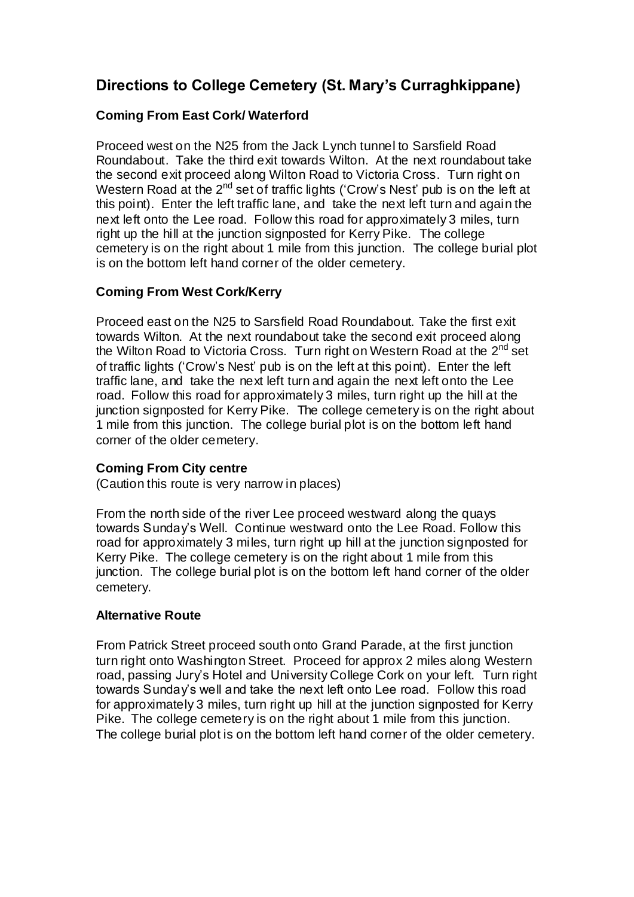# Directions to College Cemetery (St. Mary's Curraghkippane)

### Coming From East Cork/ Waterford

Proceed west on the N25 from the Jack Lynch tunnel to Sarsfield Road Roundabout. Take the third exit towards Wilton. At the next roundabout take the second exit proceed along Wilton Road to Victoria Cross. Turn right on Western Road at the 2nd set of traffic lights ('Crow's Nest' pub is on the left at this point). Enter the left traffic lane, and take the next left turn and again the next left onto the Lee road. Follow this road for approximately 3 miles, turn right up the hill at the junction signposted for Kerry Pike. The college cemetery is on the right about 1 mile from this junction. The college burial plot is on the bottom left hand corner of the older cemetery.

### Coming From West Cork/Kerry

Proceed east on the N25 to Sarsfield Road Roundabout. Take the first exit towards Wilton. At the next roundabout take the second exit proceed along the Wilton Road to Victoria Cross. Turn right on Western Road at the 2nd set of traffic lights ('Crow's Nest' pub is on the left at this point). Enter the left traffic lane, and take the next left turn and again the next left onto the Lee road. Follow this road for approximately 3 miles, turn right up the hill at the junction signposted for Kerry Pike. The college cemetery is on the right about 1 mile from this junction. The college burial plot is on the bottom left hand corner of the older cemetery.

### Coming From City centre

(Caution this route is very narrow in places)

From the north side of the river Lee proceed westward along the quays towards Sunday's Well. Continue westward onto the Lee Road. Follow this road for approximately 3 miles, turn right up hill at the junction signposted for Kerry Pike. The college cemetery is on the right about 1 mile from this junction. The college burial plot is on the bottom left hand corner of the older cemetery.

### Alternative Route

From Patrick Street proceed south onto Grand Parade, at the first junction turn right onto Washington Street. Proceed for approx 2 miles along Western road, passing Jury's Hotel and University College Cork on your left. Turn right towards Sunday's well and take the next left onto Lee road. Follow this road for approximately 3 miles, turn right up hill at the junction signposted for Kerry Pike. The college cemetery is on the right about 1 mile from this junction. The college burial plot is on the bottom left hand corner of the older cemetery.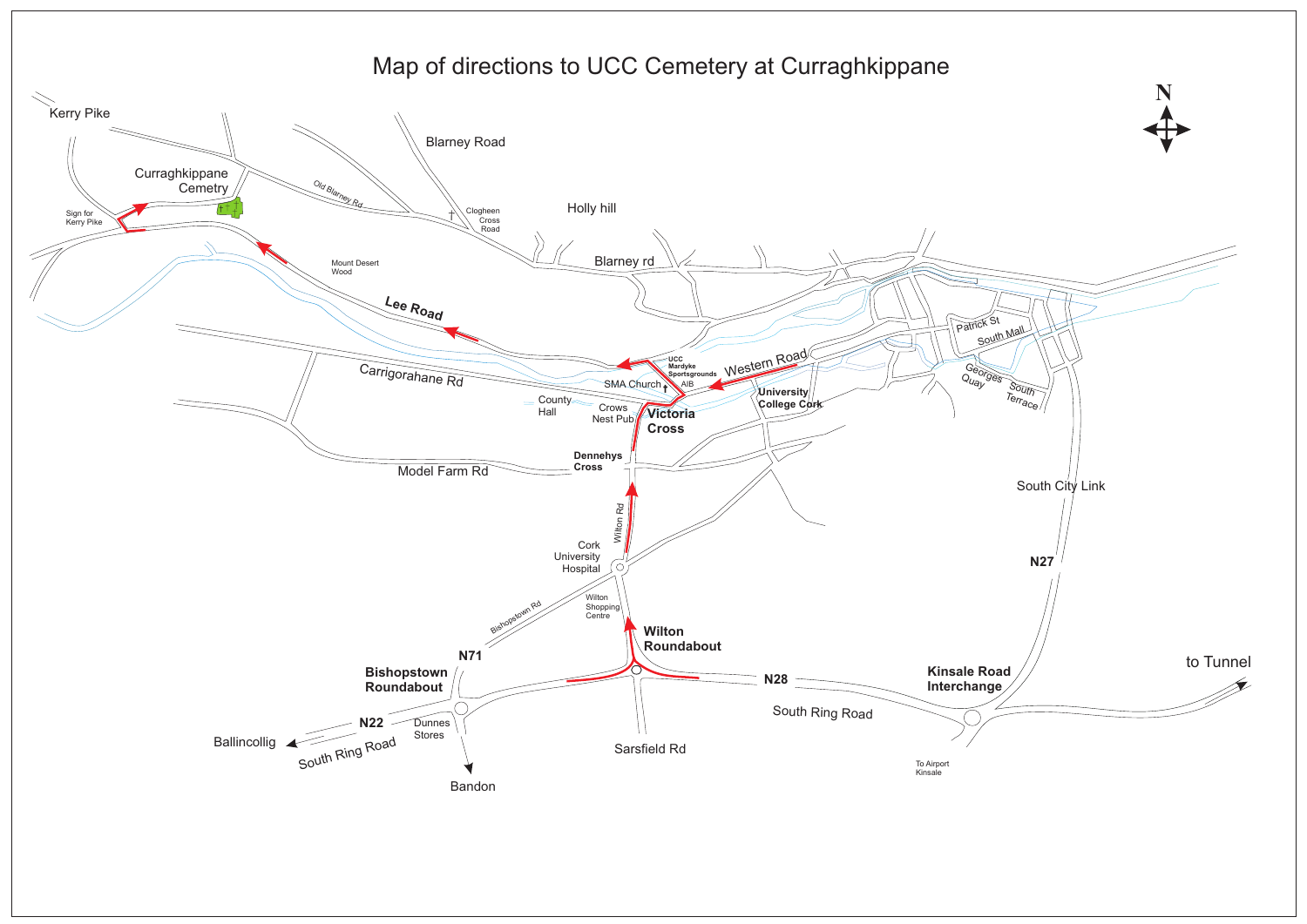# Map of directions to UCC Cemetery at Curraghkippane

N

Kerry Pike

Curraghkippane Cemetery

Sign for Kerry Pike

Old Blarney Rd

Blarney Road

Clogheen Cross Road

Holly hill

Blarney rd

Mount Desert Wood

Lee Road

Carrigorahane Rd

UCC Mardyke Sportsgrounds

SMA Church

AIB

Western Road

University College Cork

Patrick St

South Mall

Georges Quay

South Terrace

County Hall

Crows Nest Pub

Victoria Cross

Dennehys Cross

Model Farm Rd

Wilton Rd

Cork University Hospital

South City Link

N27

Bishopstown Rd

Wilton Shopping Centre

Wilton Roundabout

N71

Bishopstown Roundabout

N28

Kinsale Road Interchange

to Tunnel

N22

Dunnes Stores

Ballincollig

South Ring Road

South Ring Road

Sarsfield Rd

To Airport Kinsale

Bandon